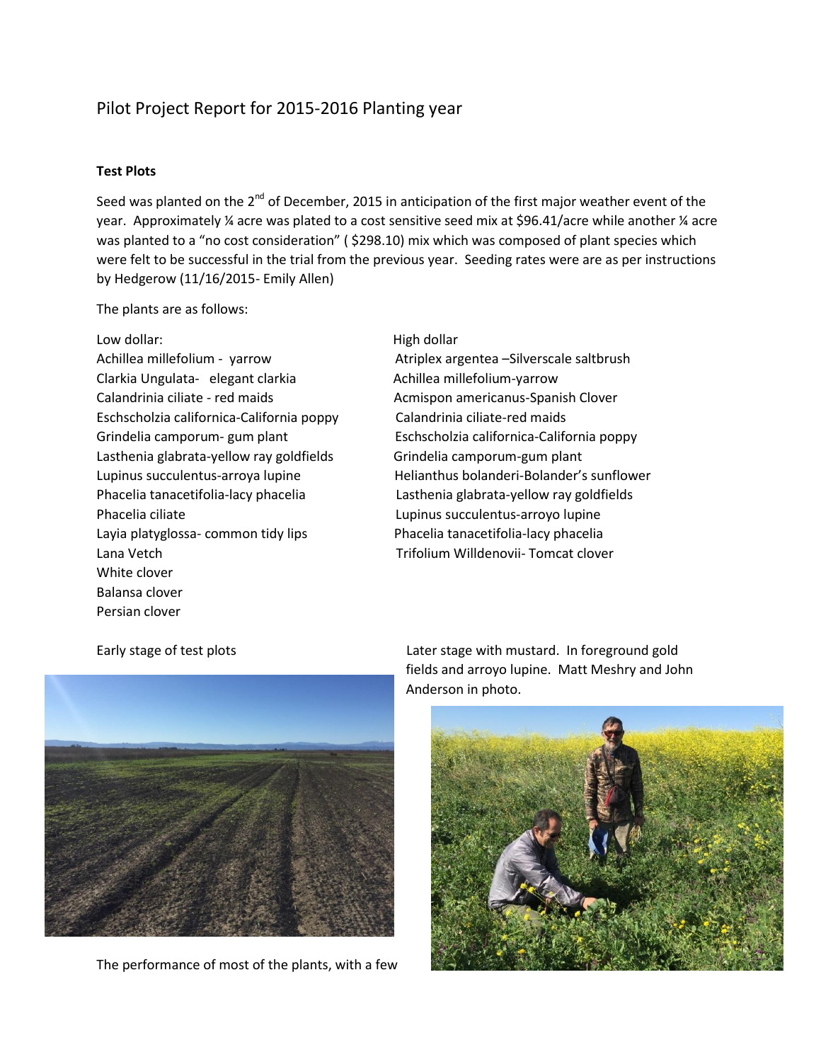# Pilot Project Report for 2015-2016 Planting year

**Test Plots**

Seed was planted on the 2nd of December, 2015 in anticipation of the first major weather event of the year. Approximately ¼ acre was plated to a cost sensitive seed mix at $96.41/acre while another ¼ acre was planted to a "no cost consideration" ( $298.10) mix which was composed of plant species which were felt to be successful in the trial from the previous year. Seeding rates were are as per instructions by Hedgerow (11/16/2015- Emily Allen)

The plants are as follows:

Low dollar:
Achillea millefolium - yarrow
Clarkia Ungulata- elegant clarkia
Calandrinia ciliate - red maids
Eschscholzia californica-California poppy
Grindelia camporum- gum plant
Lasthenia glabrata-yellow ray goldfields
Lupinus succulentus-arroya lupine
Phacelia tanacetifolia-lacy phacelia
Phacelia ciliate
Layia platyglossa- common tidy lips
Lana Vetch
White clover
Balansa clover
Persian clover

High dollar
Atriplex argentea –Silverscale saltbrush
Achillea millefolium-yarrow
Acmispon americanus-Spanish Clover
Calandrinia ciliate-red maids
Eschscholzia californica-California poppy
Grindelia camporum-gum plant
Helianthus bolanderi-Bolander's sunflower
Lasthenia glabrata-yellow ray goldfields
Lupinus succulentus-arroyo lupine
Phacelia tanacetifolia-lacy phacelia
Trifolium Willdenovii- Tomcat clover

Early stage of test plots

Later stage with mustard. In foreground gold fields and arroyo lupine. Matt Meshry and John Anderson in photo.

The performance of most of the plants, with a few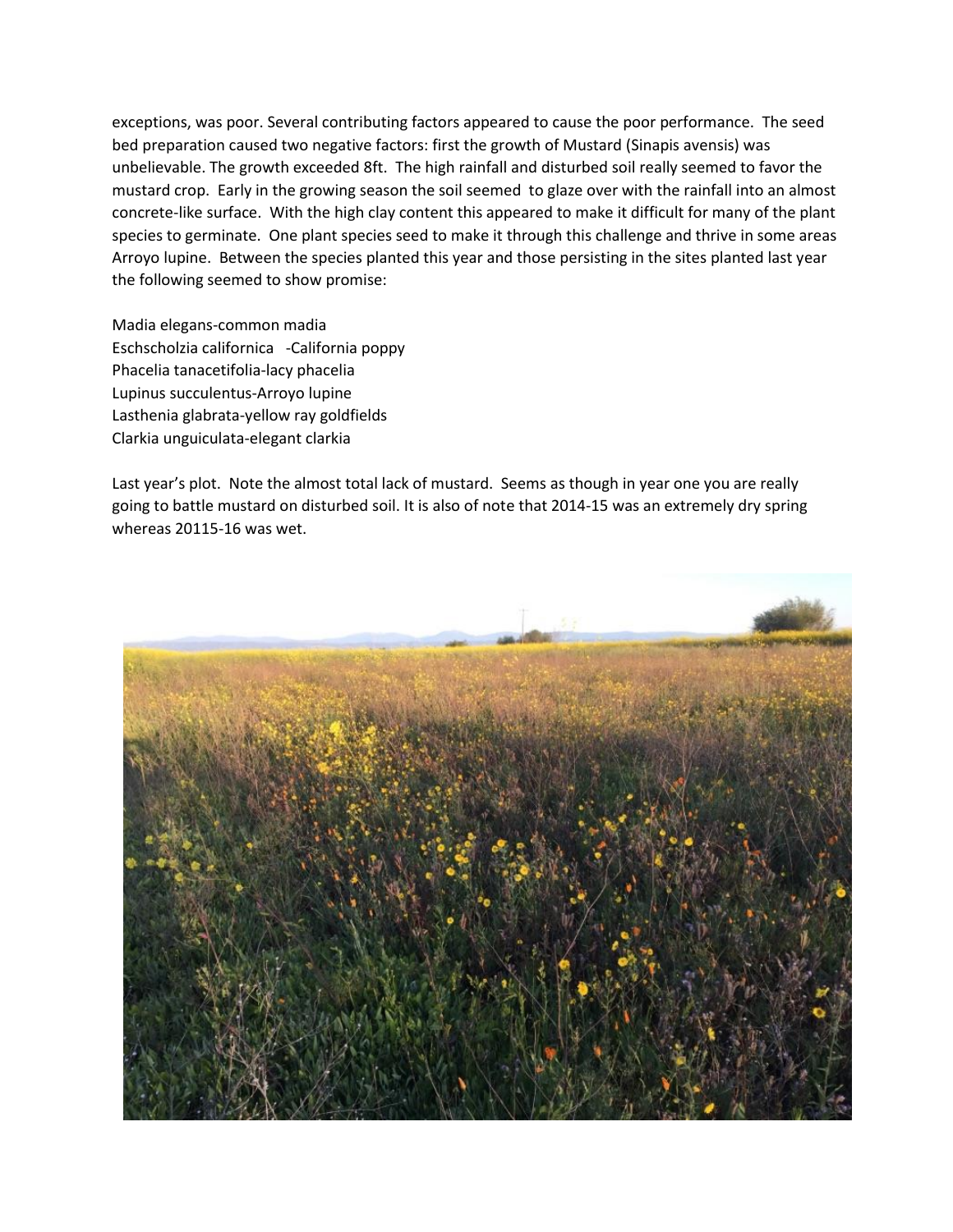exceptions, was poor. Several contributing factors appeared to cause the poor performance. The seed bed preparation caused two negative factors: first the growth of Mustard (Sinapis avensis) was unbelievable. The growth exceeded 8ft. The high rainfall and disturbed soil really seemed to favor the mustard crop. Early in the growing season the soil seemed to glaze over with the rainfall into an almost concrete-like surface. With the high clay content this appeared to make it difficult for many of the plant species to germinate. One plant species seed to make it through this challenge and thrive in some areas Arroyo lupine. Between the species planted this year and those persisting in the sites planted last year the following seemed to show promise:

Madia elegans-common madia
Eschscholzia californica -California poppy
Phacelia tanacetifolia-lacy phacelia
Lupinus succulentus-Arroyo lupine
Lasthenia glabrata-yellow ray goldfields
Clarkia unguiculata-elegant clarkia

Last year's plot. Note the almost total lack of mustard. Seems as though in year one you are really going to battle mustard on disturbed soil. It is also of note that 2014-15 was an extremely dry spring whereas 20115-16 was wet.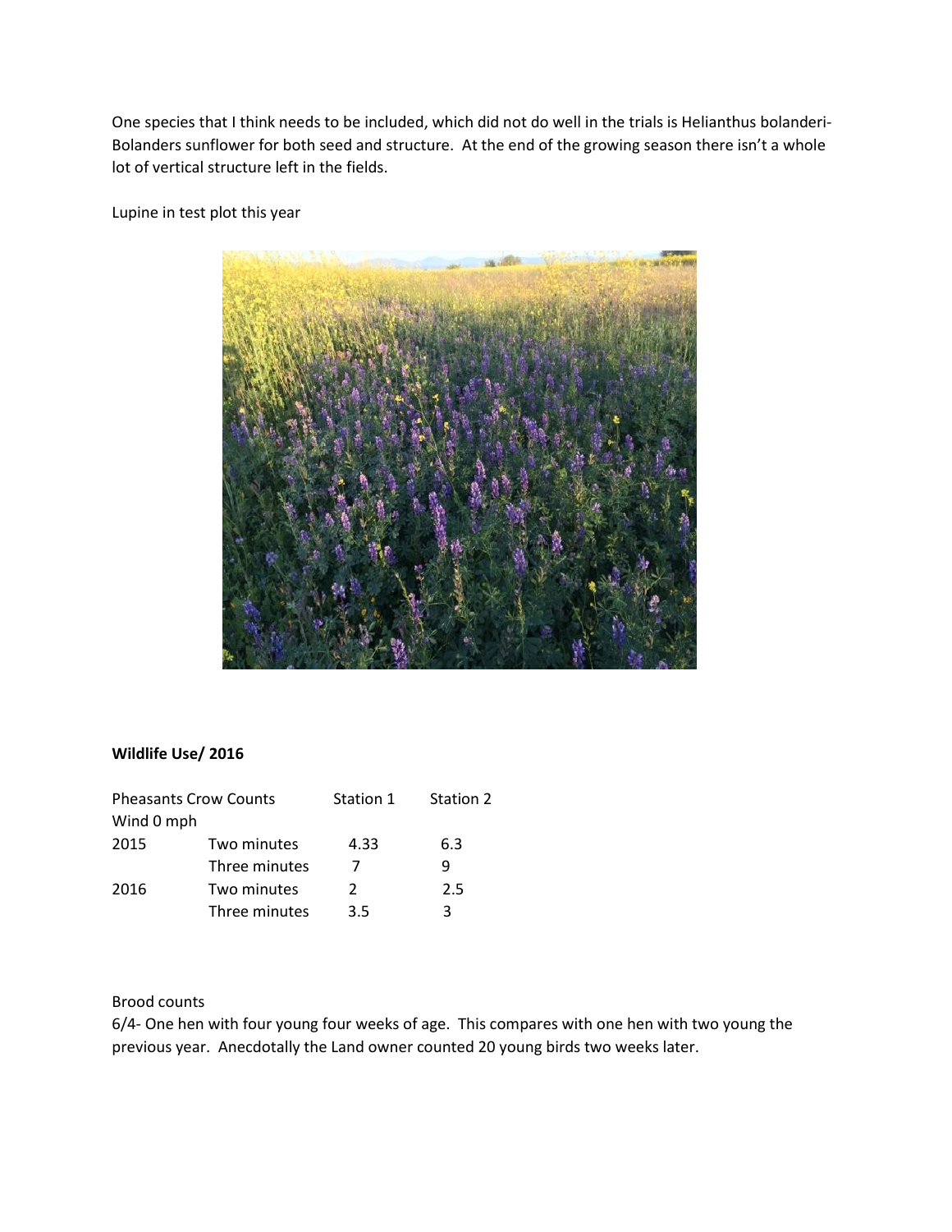One species that I think needs to be included, which did not do well in the trials is Helianthus bolanderi-Bolanders sunflower for both seed and structure. At the end of the growing season there isn't a whole lot of vertical structure left in the fields.

Lupine in test plot this year

**Wildlife Use/ 2016**

| Pheasants Crow Counts | | Station 1 | Station 2 |
|---|---|---|---|
| Wind 0 mph | | | |
| 2015 | Two minutes | 4.33 | 6.3 |
| | Three minutes | 7 | 9 |
| 2016 | Two minutes | 2 | 2.5 |
| | Three minutes | 3.5 | 3 |

Brood counts

6/4- One hen with four young four weeks of age. This compares with one hen with two young the previous year. Anecdotally the Land owner counted 20 young birds two weeks later.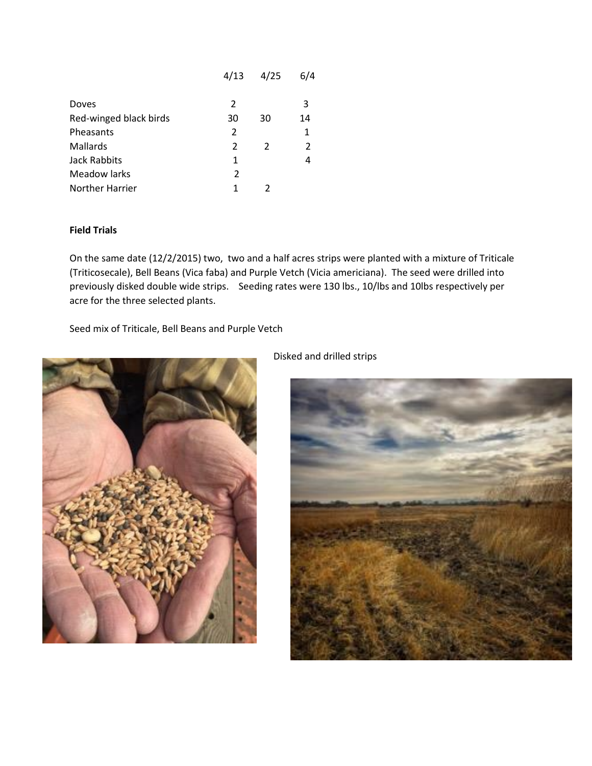| | 4/13 | 4/25 | 6/4 |
|---|---|---|---|
| Doves | 2 | | 3 |
| Red-winged black birds | 30 | 30 | 14 |
| Pheasants | 2 | | 1 |
| Mallards | 2 | 2 | 2 |
| Jack Rabbits | 1 | | 4 |
| Meadow larks | 2 | | |
| Norther Harrier | 1 | 2 | |

**Field Trials**

On the same date (12/2/2015) two, two and a half acres strips were planted with a mixture of Triticale (Triticosecale), Bell Beans (Vica faba) and Purple Vetch (Vicia americiana). The seed were drilled into previously disked double wide strips. Seeding rates were 130 lbs., 10/lbs and 10lbs respectively per acre for the three selected plants.

Seed mix of Triticale, Bell Beans and Purple Vetch

Disked and drilled strips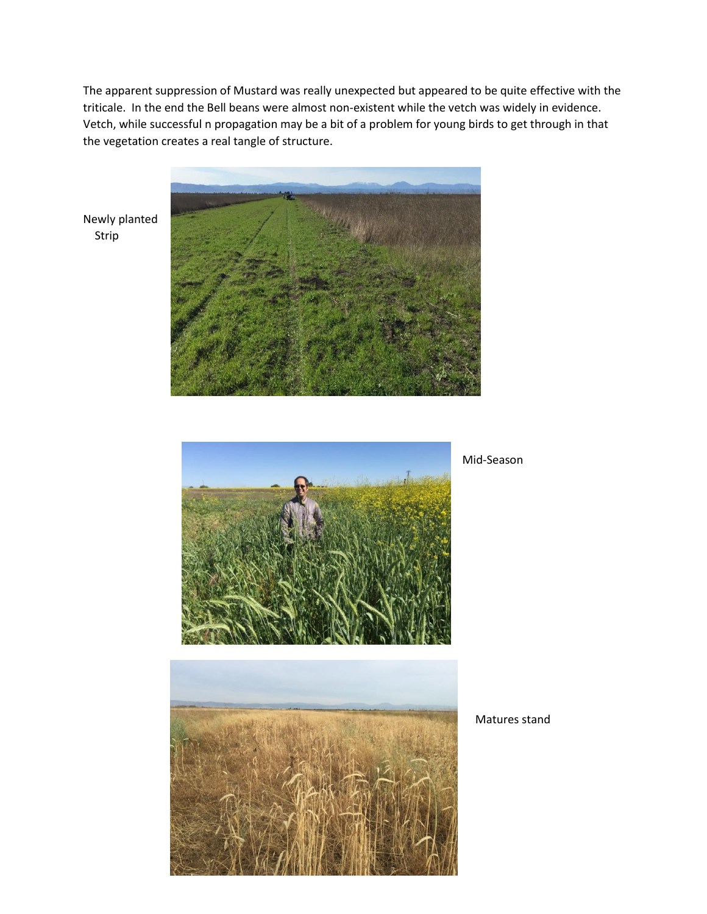The apparent suppression of Mustard was really unexpected but appeared to be quite effective with the triticale. In the end the Bell beans were almost non-existent while the vetch was widely in evidence. Vetch, while successful n propagation may be a bit of a problem for young birds to get through in that the vegetation creates a real tangle of structure.

Newly planted Strip

Mid-Season

Matures stand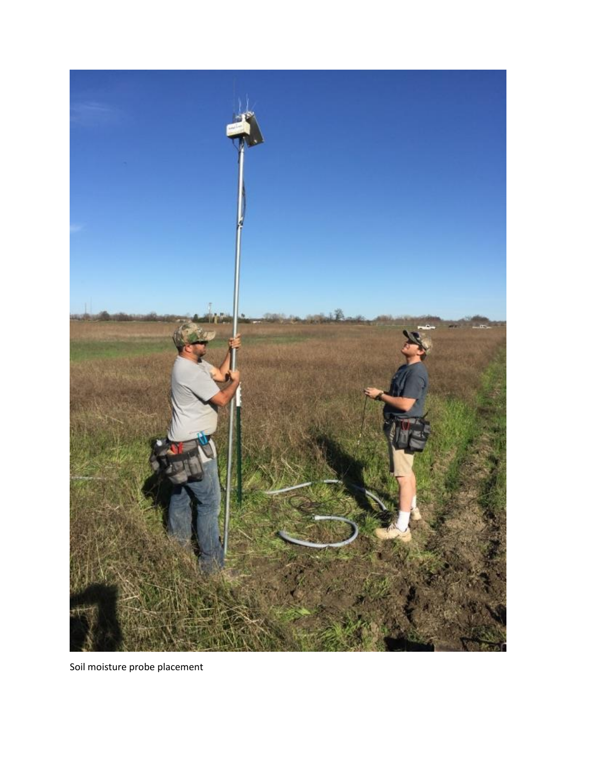Soil moisture probe placement